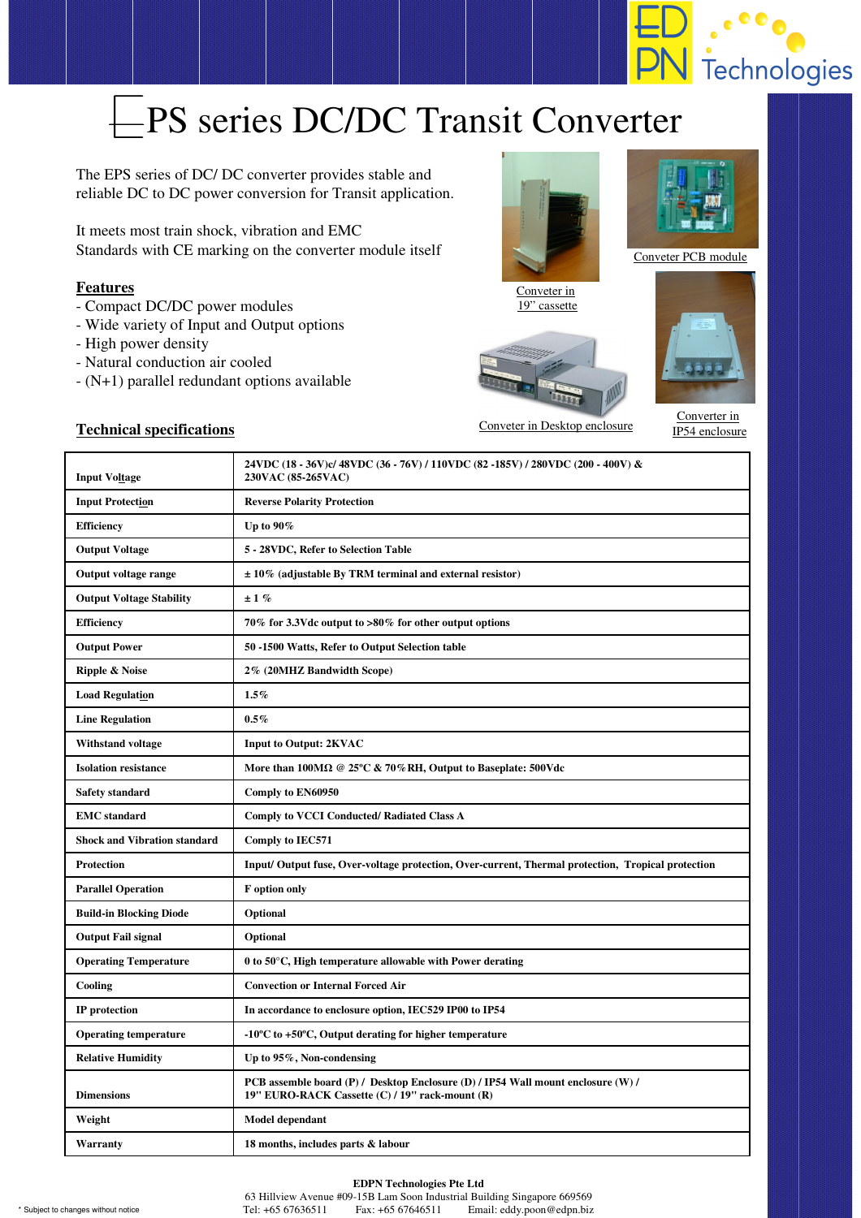# EPS series DC/DC Transit Converter

The EPS series of DC/ DC converter provides stable and reliable DC to DC power conversion for Transit application.

It meets most train shock, vibration and EMC Standards with CE marking on the converter module itself

Conveter in 19" cassette

Conveter PCB module

Conveter in Desktop enclosure

Converter in IP54 enclosure

## Features

- Compact DC/DC power modules
- Wide variety of Input and Output options
- High power density
- Natural conduction air cooled
- (N+1) parallel redundant options available

## Technical specifications

| | |
|---|---|
| **Input Voltage** | **24VDC (18 - 36V)c/ 48VDC (36 - 76V) / 110VDC (82 -185V) / 280VDC (200 - 400V) & 230VAC (85-265VAC)** |
| **Input Protection** | **Reverse Polarity Protection** |
| **Efficiency** | **Up to 90%** |
| **Output Voltage** | **5 - 28VDC, Refer to Selection Table** |
| **Output voltage range** | **± 10% (adjustable By TRM terminal and external resistor)** |
| **Output Voltage Stability** | **± 1 %** |
| **Efficiency** | **70% for 3.3Vdc output to >80% for other output options** |
| **Output Power** | **50 -1500 Watts, Refer to Output Selection table** |
| **Ripple & Noise** | **2% (20MHZ Bandwidth Scope)** |
| **Load Regulation** | **1.5%** |
| **Line Regulation** | **0.5%** |
| **Withstand voltage** | **Input to Output: 2KVAC** |
| **Isolation resistance** | **More than 100MΩ @ 25ºC & 70%RH, Output to Baseplate: 500Vdc** |
| **Safety standard** | **Comply to EN60950** |
| **EMC standard** | **Comply to VCCI Conducted/ Radiated Class A** |
| **Shock and Vibration standard** | **Comply to IEC571** |
| **Protection** | **Input/ Output fuse, Over-voltage protection, Over-current, Thermal protection, Tropical protection** |
| **Parallel Operation** | **F option only** |
| **Build-in Blocking Diode** | **Optional** |
| **Output Fail signal** | **Optional** |
| **Operating Temperature** | **0 to 50°C, High temperature allowable with Power derating** |
| **Cooling** | **Convection or Internal Forced Air** |
| **IP protection** | **In accordance to enclosure option, IEC529 IP00 to IP54** |
| **Operating temperature** | **-10ºC to +50ºC, Output derating for higher temperature** |
| **Relative Humidity** | **Up to 95%, Non-condensing** |
| **Dimensions** | **PCB assemble board (P) / Desktop Enclosure (D) / IP54 Wall mount enclosure (W) / 19" EURO-RACK Cassette (C) / 19" rack-mount (R)** |
| **Weight** | **Model dependant** |
| **Warranty** | **18 months, includes parts & labour** |

**EDPN Technologies Pte Ltd**
63 Hillview Avenue #09-15B Lam Soon Industrial Building Singapore 669569
Tel: +65 67636511 Fax: +65 67646511 Email: eddy.poon@edpn.biz

* Subject to changes without notice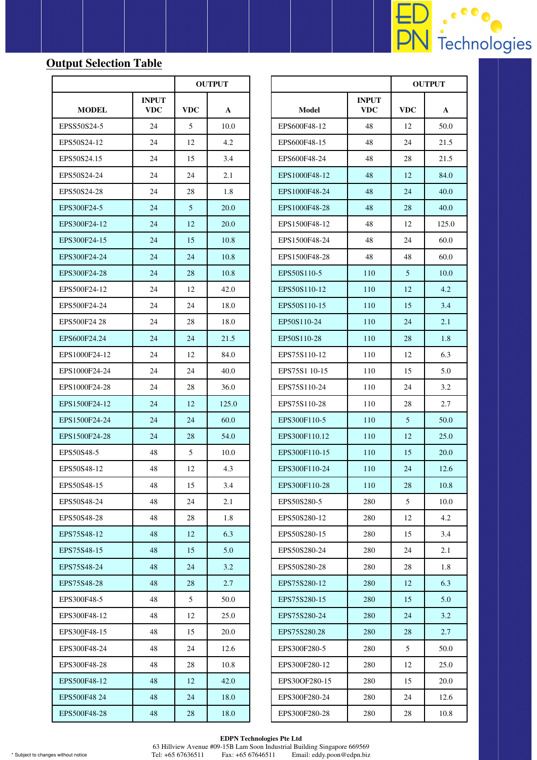## Output Selection Table

| MODEL | INPUT VDC | OUTPUT VDC | OUTPUT A |
|---|---|---|---|
| EPSS50S24-5 | 24 | 5 | 10.0 |
| EPS50S24-12 | 24 | 12 | 4.2 |
| EPS50S24.15 | 24 | 15 | 3.4 |
| EPS50S24-24 | 24 | 24 | 2.1 |
| EPS50S24-28 | 24 | 28 | 1.8 |
| EPS300F24-5 | 24 | 5 | 20.0 |
| EPS300F24-12 | 24 | 12 | 20.0 |
| EPS300F24-15 | 24 | 15 | 10.8 |
| EPS300F24-24 | 24 | 24 | 10.8 |
| EPS300F24-28 | 24 | 28 | 10.8 |
| EPS500F24-12 | 24 | 12 | 42.0 |
| EPS500F24-24 | 24 | 24 | 18.0 |
| EPS500F24 28 | 24 | 28 | 18.0 |
| EPS600F24.24 | 24 | 24 | 21.5 |
| EPS1000F24-12 | 24 | 12 | 84.0 |
| EPS1000F24-24 | 24 | 24 | 40.0 |
| EPS1000F24-28 | 24 | 28 | 36.0 |
| EPS1500F24-12 | 24 | 12 | 125.0 |
| EPS1500F24-24 | 24 | 24 | 60.0 |
| EPS1500F24-28 | 24 | 28 | 54.0 |
| EPS50S48-5 | 48 | 5 | 10.0 |
| EPS50S48-12 | 48 | 12 | 4.3 |
| EPS50S48-15 | 48 | 15 | 3.4 |
| EPS50S48-24 | 48 | 24 | 2.1 |
| EPS50S48-28 | 48 | 28 | 1.8 |
| EPS75S48-12 | 48 | 12 | 6.3 |
| EPS75S48-15 | 48 | 15 | 5.0 |
| EPS75S48-24 | 48 | 24 | 3.2 |
| EPS75S48-28 | 48 | 28 | 2.7 |
| EPS300F48-5 | 48 | 5 | 50.0 |
| EPS300F48-12 | 48 | 12 | 25.0 |
| EPS300F48-15 | 48 | 15 | 20.0 |
| EPS300F48-24 | 48 | 24 | 12.6 |
| EPS300F48-28 | 48 | 28 | 10.8 |
| EPS500F48-12 | 48 | 12 | 42.0 |
| EPS500F48 24 | 48 | 24 | 18.0 |
| EPS500F48-28 | 48 | 28 | 18.0 |

| Model | INPUT VDC | OUTPUT VDC | OUTPUT A |
|---|---|---|---|
| EPS600F48-12 | 48 | 12 | 50.0 |
| EPS600F48-15 | 48 | 24 | 21.5 |
| EPS600F48-24 | 48 | 28 | 21.5 |
| EPS1000F48-12 | 48 | 12 | 84.0 |
| EPS1000F48-24 | 48 | 24 | 40.0 |
| EPS1000F48-28 | 48 | 28 | 40.0 |
| EPS1500F48-12 | 48 | 12 | 125.0 |
| EPS1500F48-24 | 48 | 24 | 60.0 |
| EPS1500F48-28 | 48 | 48 | 60.0 |
| EPS50S110-5 | 110 | 5 | 10.0 |
| EPS50S110-12 | 110 | 12 | 4.2 |
| EPS50S110-15 | 110 | 15 | 3.4 |
| EP50S110-24 | 110 | 24 | 2.1 |
| EP50S110-28 | 110 | 28 | 1.8 |
| EPS75S110-12 | 110 | 12 | 6.3 |
| EPS75S1 10-15 | 110 | 15 | 5.0 |
| EPS75S110-24 | 110 | 24 | 3.2 |
| EPS75S110-28 | 110 | 28 | 2.7 |
| EPS300F110-5 | 110 | 5 | 50.0 |
| EPS300F110.12 | 110 | 12 | 25.0 |
| EPS300F110-15 | 110 | 15 | 20.0 |
| EPS300F110-24 | 110 | 24 | 12.6 |
| EPS300F110-28 | 110 | 28 | 10.8 |
| EPS50S280-5 | 280 | 5 | 10.0 |
| EPS50S280-12 | 280 | 12 | 4.2 |
| EPS50S280-15 | 280 | 15 | 3.4 |
| EPS50S280-24 | 280 | 24 | 2.1 |
| EPS50S280-28 | 280 | 28 | 1.8 |
| EPS75S280-12 | 280 | 12 | 6.3 |
| EPS75S280-15 | 280 | 15 | 5.0 |
| EPS75S280-24 | 280 | 24 | 3.2 |
| EPS75S280.28 | 280 | 28 | 2.7 |
| EPS300F280-5 | 280 | 5 | 50.0 |
| EPS300F280-12 | 280 | 12 | 25.0 |
| EPS30OF280-15 | 280 | 15 | 20.0 |
| EPS300F280-24 | 280 | 24 | 12.6 |
| EPS300F280-28 | 280 | 28 | 10.8 |

**EDPN Technologies Pte Ltd**
63 Hillview Avenue #09-15B Lam Soon Industrial Building Singapore 669569
Tel: +65 67636511 Fax: +65 67646511 Email: eddy.poon@edpn.biz

* Subject to changes without notice